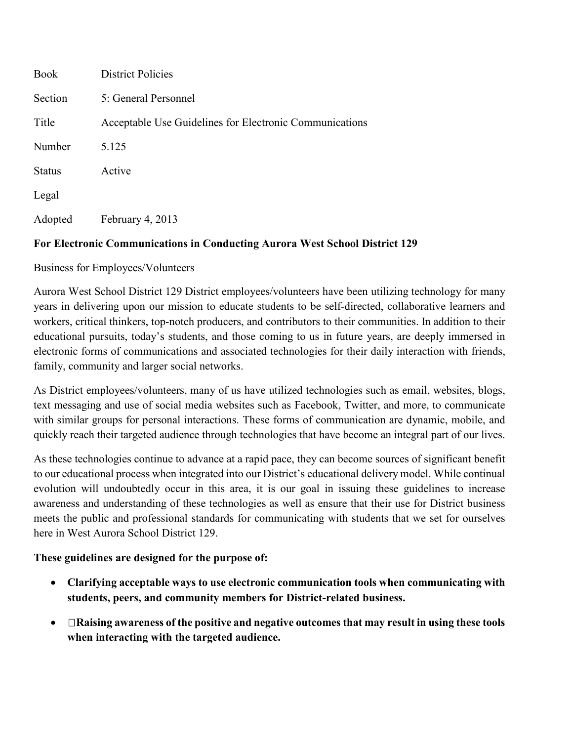| Book | District Policies |
| --- | --- |
| Section | 5: General Personnel |
| Title | Acceptable Use Guidelines for Electronic Communications |
| Number | 5.125 |
| Status | Active |
| Legal | |
| Adopted | February 4, 2013 |

**For Electronic Communications in Conducting Aurora West School District 129**

Business for Employees/Volunteers

Aurora West School District 129 District employees/volunteers have been utilizing technology for many years in delivering upon our mission to educate students to be self-directed, collaborative learners and workers, critical thinkers, top-notch producers, and contributors to their communities. In addition to their educational pursuits, today's students, and those coming to us in future years, are deeply immersed in electronic forms of communications and associated technologies for their daily interaction with friends, family, community and larger social networks.

As District employees/volunteers, many of us have utilized technologies such as email, websites, blogs, text messaging and use of social media websites such as Facebook, Twitter, and more, to communicate with similar groups for personal interactions. These forms of communication are dynamic, mobile, and quickly reach their targeted audience through technologies that have become an integral part of our lives.

As these technologies continue to advance at a rapid pace, they can become sources of significant benefit to our educational process when integrated into our District's educational delivery model. While continual evolution will undoubtedly occur in this area, it is our goal in issuing these guidelines to increase awareness and understanding of these technologies as well as ensure that their use for District business meets the public and professional standards for communicating with students that we set for ourselves here in West Aurora School District 129.

**These guidelines are designed for the purpose of:**

- **Clarifying acceptable ways to use electronic communication tools when communicating with students, peers, and community members for District-related business.**
- **Raising awareness of the positive and negative outcomes that may result in using these tools when interacting with the targeted audience.**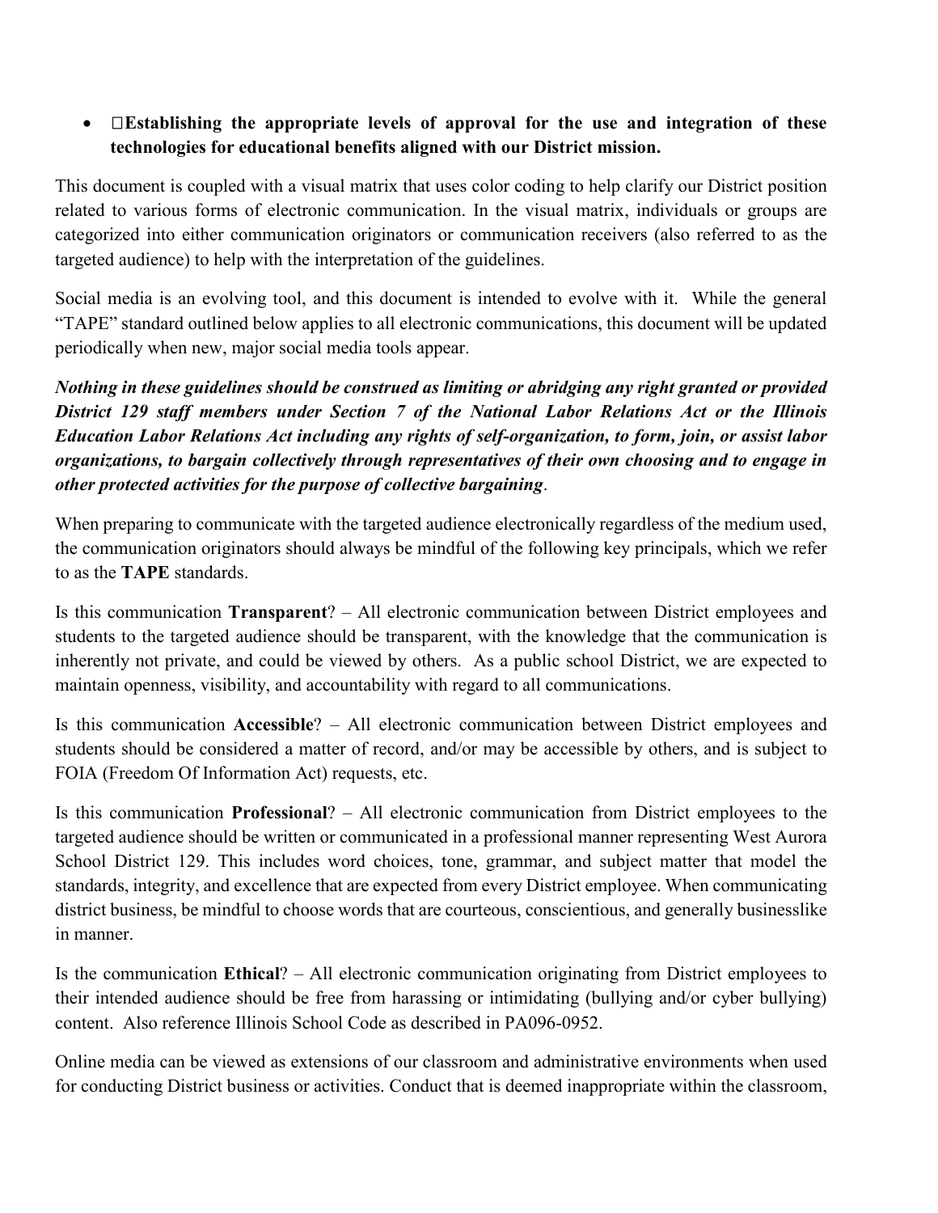- **Establishing the appropriate levels of approval for the use and integration of these technologies for educational benefits aligned with our District mission.**

This document is coupled with a visual matrix that uses color coding to help clarify our District position related to various forms of electronic communication. In the visual matrix, individuals or groups are categorized into either communication originators or communication receivers (also referred to as the targeted audience) to help with the interpretation of the guidelines.

Social media is an evolving tool, and this document is intended to evolve with it. While the general "TAPE" standard outlined below applies to all electronic communications, this document will be updated periodically when new, major social media tools appear.

***Nothing in these guidelines should be construed as limiting or abridging any right granted or provided District 129 staff members under Section 7 of the National Labor Relations Act or the Illinois Education Labor Relations Act including any rights of self-organization, to form, join, or assist labor organizations, to bargain collectively through representatives of their own choosing and to engage in other protected activities for the purpose of collective bargaining***.

When preparing to communicate with the targeted audience electronically regardless of the medium used, the communication originators should always be mindful of the following key principals, which we refer to as the **TAPE** standards.

Is this communication **Transparent**? – All electronic communication between District employees and students to the targeted audience should be transparent, with the knowledge that the communication is inherently not private, and could be viewed by others. As a public school District, we are expected to maintain openness, visibility, and accountability with regard to all communications.

Is this communication **Accessible**? – All electronic communication between District employees and students should be considered a matter of record, and/or may be accessible by others, and is subject to FOIA (Freedom Of Information Act) requests, etc.

Is this communication **Professional**? – All electronic communication from District employees to the targeted audience should be written or communicated in a professional manner representing West Aurora School District 129. This includes word choices, tone, grammar, and subject matter that model the standards, integrity, and excellence that are expected from every District employee. When communicating district business, be mindful to choose words that are courteous, conscientious, and generally businesslike in manner.

Is the communication **Ethical**? – All electronic communication originating from District employees to their intended audience should be free from harassing or intimidating (bullying and/or cyber bullying) content. Also reference Illinois School Code as described in PA096-0952.

Online media can be viewed as extensions of our classroom and administrative environments when used for conducting District business or activities. Conduct that is deemed inappropriate within the classroom,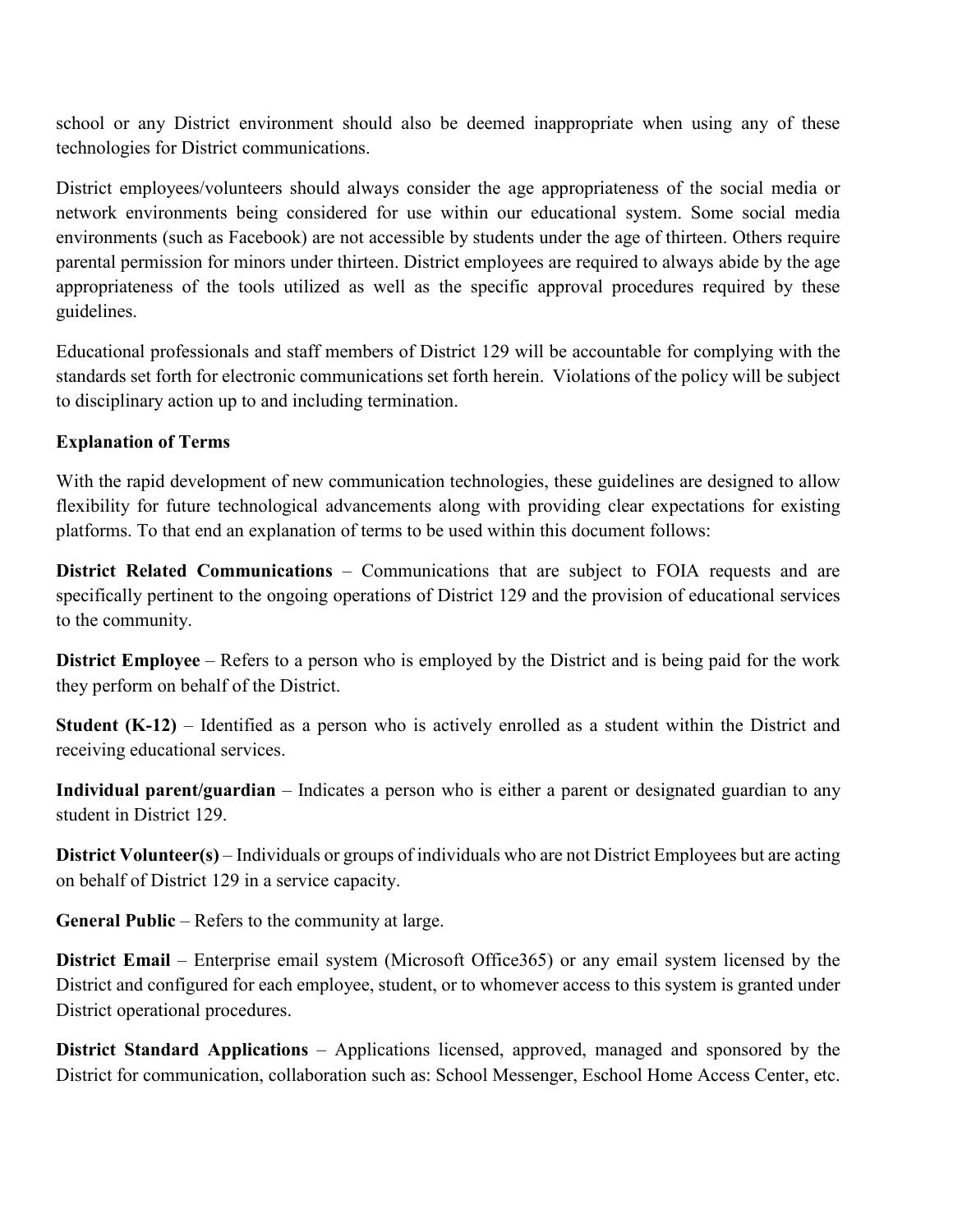school or any District environment should also be deemed inappropriate when using any of these technologies for District communications.

District employees/volunteers should always consider the age appropriateness of the social media or network environments being considered for use within our educational system. Some social media environments (such as Facebook) are not accessible by students under the age of thirteen. Others require parental permission for minors under thirteen. District employees are required to always abide by the age appropriateness of the tools utilized as well as the specific approval procedures required by these guidelines.

Educational professionals and staff members of District 129 will be accountable for complying with the standards set forth for electronic communications set forth herein. Violations of the policy will be subject to disciplinary action up to and including termination.

**Explanation of Terms**

With the rapid development of new communication technologies, these guidelines are designed to allow flexibility for future technological advancements along with providing clear expectations for existing platforms. To that end an explanation of terms to be used within this document follows:

**District Related Communications** – Communications that are subject to FOIA requests and are specifically pertinent to the ongoing operations of District 129 and the provision of educational services to the community.

**District Employee** – Refers to a person who is employed by the District and is being paid for the work they perform on behalf of the District.

**Student (K-12)** – Identified as a person who is actively enrolled as a student within the District and receiving educational services.

**Individual parent/guardian** – Indicates a person who is either a parent or designated guardian to any student in District 129.

**District Volunteer(s)** – Individuals or groups of individuals who are not District Employees but are acting on behalf of District 129 in a service capacity.

**General Public** – Refers to the community at large.

**District Email** – Enterprise email system (Microsoft Office365) or any email system licensed by the District and configured for each employee, student, or to whomever access to this system is granted under District operational procedures.

**District Standard Applications** – Applications licensed, approved, managed and sponsored by the District for communication, collaboration such as: School Messenger, Eschool Home Access Center, etc.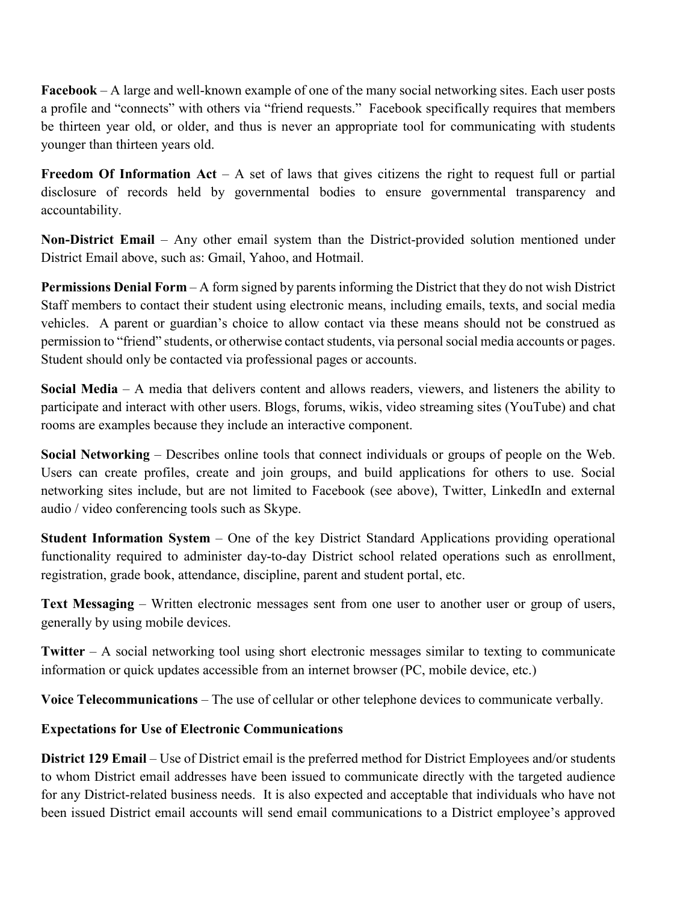**Facebook** – A large and well-known example of one of the many social networking sites. Each user posts a profile and "connects" with others via "friend requests." Facebook specifically requires that members be thirteen year old, or older, and thus is never an appropriate tool for communicating with students younger than thirteen years old.

**Freedom Of Information Act** – A set of laws that gives citizens the right to request full or partial disclosure of records held by governmental bodies to ensure governmental transparency and accountability.

**Non-District Email** – Any other email system than the District-provided solution mentioned under District Email above, such as: Gmail, Yahoo, and Hotmail.

**Permissions Denial Form** – A form signed by parents informing the District that they do not wish District Staff members to contact their student using electronic means, including emails, texts, and social media vehicles. A parent or guardian's choice to allow contact via these means should not be construed as permission to "friend" students, or otherwise contact students, via personal social media accounts or pages. Student should only be contacted via professional pages or accounts.

**Social Media** – A media that delivers content and allows readers, viewers, and listeners the ability to participate and interact with other users. Blogs, forums, wikis, video streaming sites (YouTube) and chat rooms are examples because they include an interactive component.

**Social Networking** – Describes online tools that connect individuals or groups of people on the Web. Users can create profiles, create and join groups, and build applications for others to use. Social networking sites include, but are not limited to Facebook (see above), Twitter, LinkedIn and external audio / video conferencing tools such as Skype.

**Student Information System** – One of the key District Standard Applications providing operational functionality required to administer day-to-day District school related operations such as enrollment, registration, grade book, attendance, discipline, parent and student portal, etc.

**Text Messaging** – Written electronic messages sent from one user to another user or group of users, generally by using mobile devices.

**Twitter** – A social networking tool using short electronic messages similar to texting to communicate information or quick updates accessible from an internet browser (PC, mobile device, etc.)

**Voice Telecommunications** – The use of cellular or other telephone devices to communicate verbally.

**Expectations for Use of Electronic Communications**

**District 129 Email** – Use of District email is the preferred method for District Employees and/or students to whom District email addresses have been issued to communicate directly with the targeted audience for any District-related business needs. It is also expected and acceptable that individuals who have not been issued District email accounts will send email communications to a District employee's approved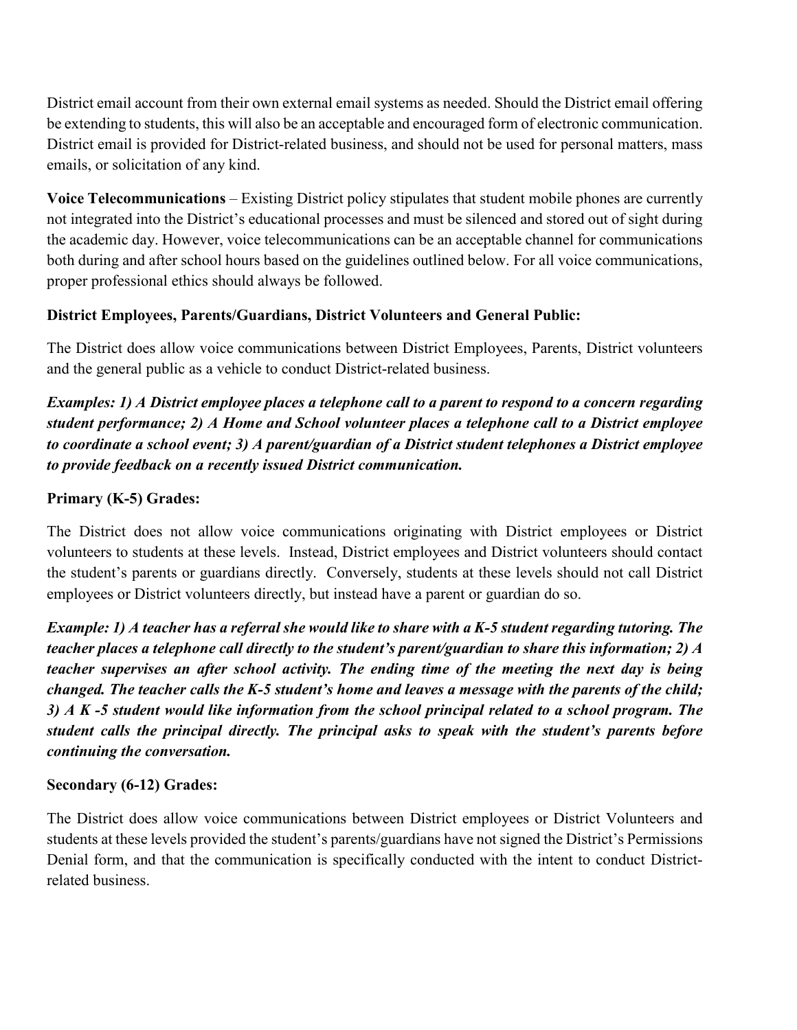District email account from their own external email systems as needed. Should the District email offering be extending to students, this will also be an acceptable and encouraged form of electronic communication. District email is provided for District-related business, and should not be used for personal matters, mass emails, or solicitation of any kind.

**Voice Telecommunications** – Existing District policy stipulates that student mobile phones are currently not integrated into the District's educational processes and must be silenced and stored out of sight during the academic day. However, voice telecommunications can be an acceptable channel for communications both during and after school hours based on the guidelines outlined below. For all voice communications, proper professional ethics should always be followed.

**District Employees, Parents/Guardians, District Volunteers and General Public:**

The District does allow voice communications between District Employees, Parents, District volunteers and the general public as a vehicle to conduct District-related business.

***Examples: 1) A District employee places a telephone call to a parent to respond to a concern regarding student performance; 2) A Home and School volunteer places a telephone call to a District employee to coordinate a school event; 3) A parent/guardian of a District student telephones a District employee to provide feedback on a recently issued District communication.***

**Primary (K-5) Grades:**

The District does not allow voice communications originating with District employees or District volunteers to students at these levels. Instead, District employees and District volunteers should contact the student's parents or guardians directly. Conversely, students at these levels should not call District employees or District volunteers directly, but instead have a parent or guardian do so.

***Example: 1) A teacher has a referral she would like to share with a K-5 student regarding tutoring. The teacher places a telephone call directly to the student's parent/guardian to share this information; 2) A teacher supervises an after school activity. The ending time of the meeting the next day is being changed. The teacher calls the K-5 student's home and leaves a message with the parents of the child; 3) A K -5 student would like information from the school principal related to a school program. The student calls the principal directly. The principal asks to speak with the student's parents before continuing the conversation.***

**Secondary (6-12) Grades:**

The District does allow voice communications between District employees or District Volunteers and students at these levels provided the student's parents/guardians have not signed the District's Permissions Denial form, and that the communication is specifically conducted with the intent to conduct District-related business.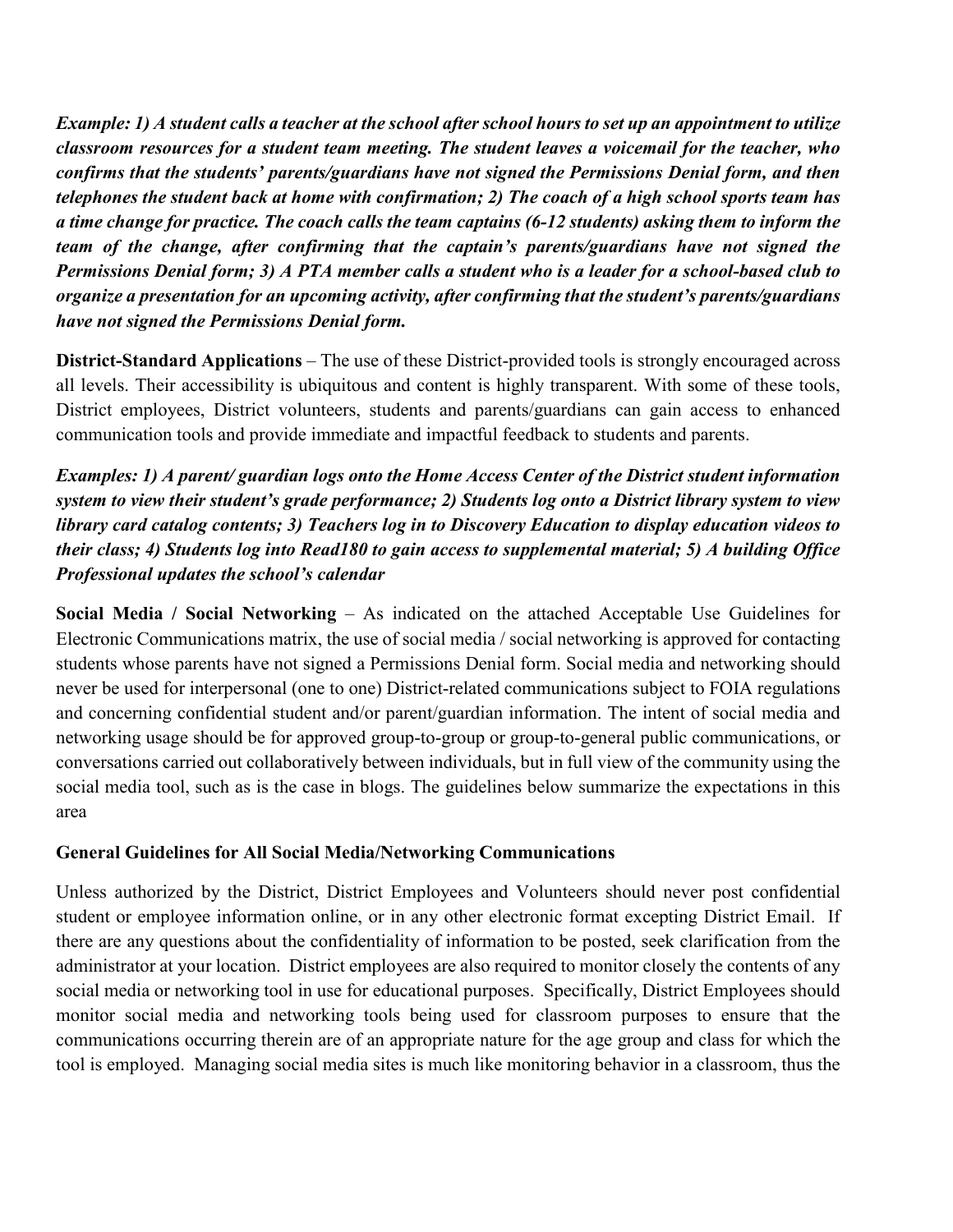***Example: 1) A student calls a teacher at the school after school hours to set up an appointment to utilize classroom resources for a student team meeting. The student leaves a voicemail for the teacher, who confirms that the students' parents/guardians have not signed the Permissions Denial form, and then telephones the student back at home with confirmation; 2) The coach of a high school sports team has a time change for practice. The coach calls the team captains (6-12 students) asking them to inform the team of the change, after confirming that the captain's parents/guardians have not signed the Permissions Denial form; 3) A PTA member calls a student who is a leader for a school-based club to organize a presentation for an upcoming activity, after confirming that the student's parents/guardians have not signed the Permissions Denial form.***

**District-Standard Applications** – The use of these District-provided tools is strongly encouraged across all levels. Their accessibility is ubiquitous and content is highly transparent. With some of these tools, District employees, District volunteers, students and parents/guardians can gain access to enhanced communication tools and provide immediate and impactful feedback to students and parents.

***Examples: 1) A parent/ guardian logs onto the Home Access Center of the District student information system to view their student's grade performance; 2) Students log onto a District library system to view library card catalog contents; 3) Teachers log in to Discovery Education to display education videos to their class; 4) Students log into Read180 to gain access to supplemental material; 5) A building Office Professional updates the school's calendar***

**Social Media / Social Networking** – As indicated on the attached Acceptable Use Guidelines for Electronic Communications matrix, the use of social media / social networking is approved for contacting students whose parents have not signed a Permissions Denial form. Social media and networking should never be used for interpersonal (one to one) District-related communications subject to FOIA regulations and concerning confidential student and/or parent/guardian information. The intent of social media and networking usage should be for approved group-to-group or group-to-general public communications, or conversations carried out collaboratively between individuals, but in full view of the community using the social media tool, such as is the case in blogs. The guidelines below summarize the expectations in this area

**General Guidelines for All Social Media/Networking Communications**

Unless authorized by the District, District Employees and Volunteers should never post confidential student or employee information online, or in any other electronic format excepting District Email. If there are any questions about the confidentiality of information to be posted, seek clarification from the administrator at your location. District employees are also required to monitor closely the contents of any social media or networking tool in use for educational purposes. Specifically, District Employees should monitor social media and networking tools being used for classroom purposes to ensure that the communications occurring therein are of an appropriate nature for the age group and class for which the tool is employed. Managing social media sites is much like monitoring behavior in a classroom, thus the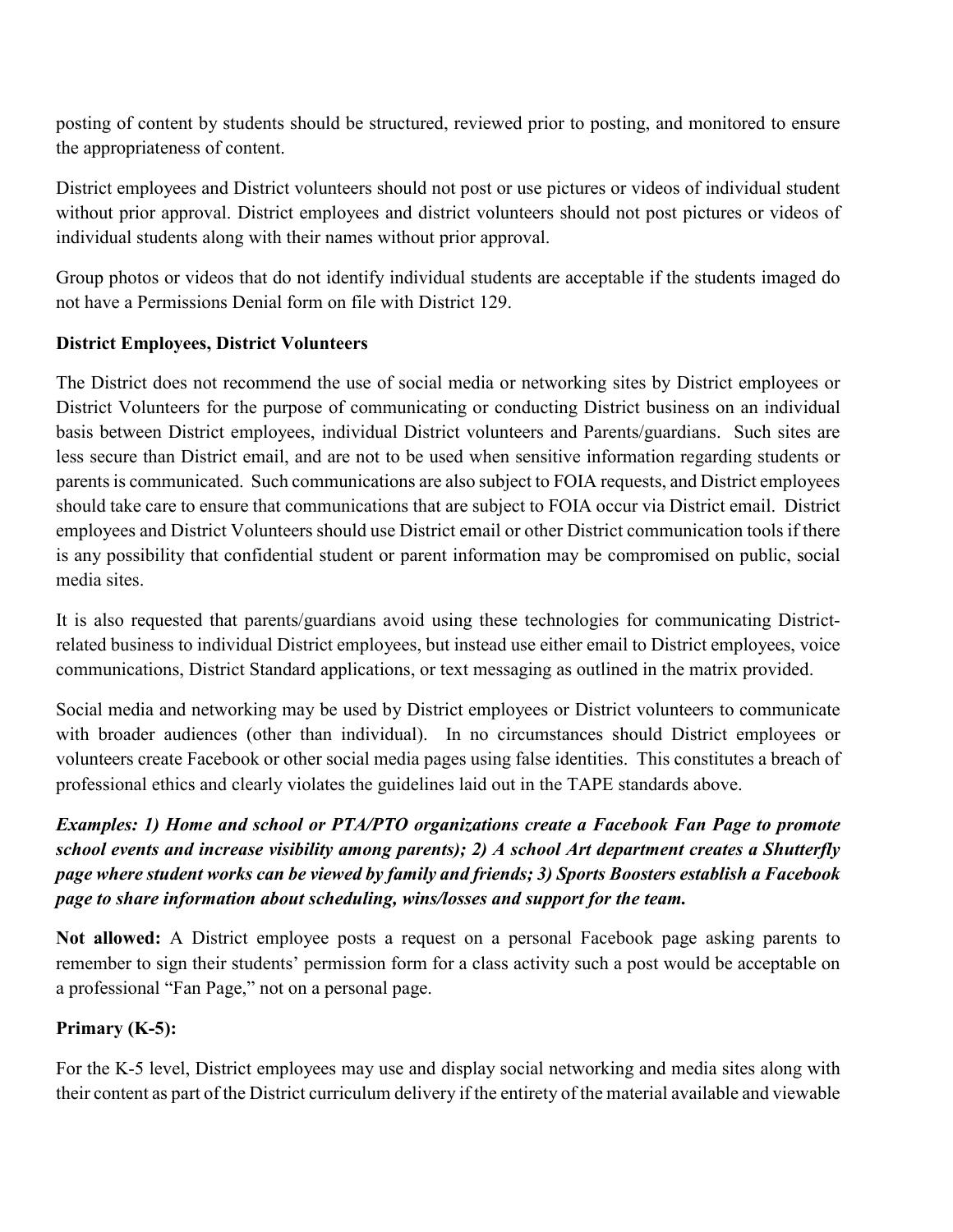posting of content by students should be structured, reviewed prior to posting, and monitored to ensure the appropriateness of content.

District employees and District volunteers should not post or use pictures or videos of individual student without prior approval. District employees and district volunteers should not post pictures or videos of individual students along with their names without prior approval.

Group photos or videos that do not identify individual students are acceptable if the students imaged do not have a Permissions Denial form on file with District 129.

**District Employees, District Volunteers**

The District does not recommend the use of social media or networking sites by District employees or District Volunteers for the purpose of communicating or conducting District business on an individual basis between District employees, individual District volunteers and Parents/guardians. Such sites are less secure than District email, and are not to be used when sensitive information regarding students or parents is communicated. Such communications are also subject to FOIA requests, and District employees should take care to ensure that communications that are subject to FOIA occur via District email. District employees and District Volunteers should use District email or other District communication tools if there is any possibility that confidential student or parent information may be compromised on public, social media sites.

It is also requested that parents/guardians avoid using these technologies for communicating District-related business to individual District employees, but instead use either email to District employees, voice communications, District Standard applications, or text messaging as outlined in the matrix provided.

Social media and networking may be used by District employees or District volunteers to communicate with broader audiences (other than individual). In no circumstances should District employees or volunteers create Facebook or other social media pages using false identities. This constitutes a breach of professional ethics and clearly violates the guidelines laid out in the TAPE standards above.

***Examples: 1) Home and school or PTA/PTO organizations create a Facebook Fan Page to promote school events and increase visibility among parents); 2) A school Art department creates a Shutterfly page where student works can be viewed by family and friends; 3) Sports Boosters establish a Facebook page to share information about scheduling, wins/losses and support for the team.***

**Not allowed:** A District employee posts a request on a personal Facebook page asking parents to remember to sign their students' permission form for a class activity such a post would be acceptable on a professional "Fan Page," not on a personal page.

**Primary (K-5):**

For the K-5 level, District employees may use and display social networking and media sites along with their content as part of the District curriculum delivery if the entirety of the material available and viewable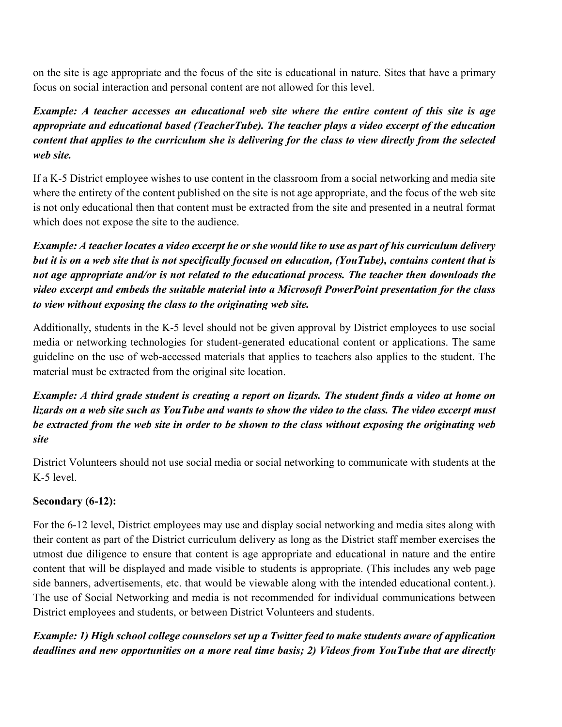on the site is age appropriate and the focus of the site is educational in nature. Sites that have a primary focus on social interaction and personal content are not allowed for this level.

***Example: A teacher accesses an educational web site where the entire content of this site is age appropriate and educational based (TeacherTube). The teacher plays a video excerpt of the education content that applies to the curriculum she is delivering for the class to view directly from the selected web site.***

If a K-5 District employee wishes to use content in the classroom from a social networking and media site where the entirety of the content published on the site is not age appropriate, and the focus of the web site is not only educational then that content must be extracted from the site and presented in a neutral format which does not expose the site to the audience.

***Example: A teacher locates a video excerpt he or she would like to use as part of his curriculum delivery but it is on a web site that is not specifically focused on education, (YouTube), contains content that is not age appropriate and/or is not related to the educational process. The teacher then downloads the video excerpt and embeds the suitable material into a Microsoft PowerPoint presentation for the class to view without exposing the class to the originating web site.***

Additionally, students in the K-5 level should not be given approval by District employees to use social media or networking technologies for student-generated educational content or applications. The same guideline on the use of web-accessed materials that applies to teachers also applies to the student. The material must be extracted from the original site location.

***Example: A third grade student is creating a report on lizards. The student finds a video at home on lizards on a web site such as YouTube and wants to show the video to the class. The video excerpt must be extracted from the web site in order to be shown to the class without exposing the originating web site***

District Volunteers should not use social media or social networking to communicate with students at the K-5 level.

**Secondary (6-12):**

For the 6-12 level, District employees may use and display social networking and media sites along with their content as part of the District curriculum delivery as long as the District staff member exercises the utmost due diligence to ensure that content is age appropriate and educational in nature and the entire content that will be displayed and made visible to students is appropriate. (This includes any web page side banners, advertisements, etc. that would be viewable along with the intended educational content.). The use of Social Networking and media is not recommended for individual communications between District employees and students, or between District Volunteers and students.

***Example: 1) High school college counselors set up a Twitter feed to make students aware of application deadlines and new opportunities on a more real time basis; 2) Videos from YouTube that are directly***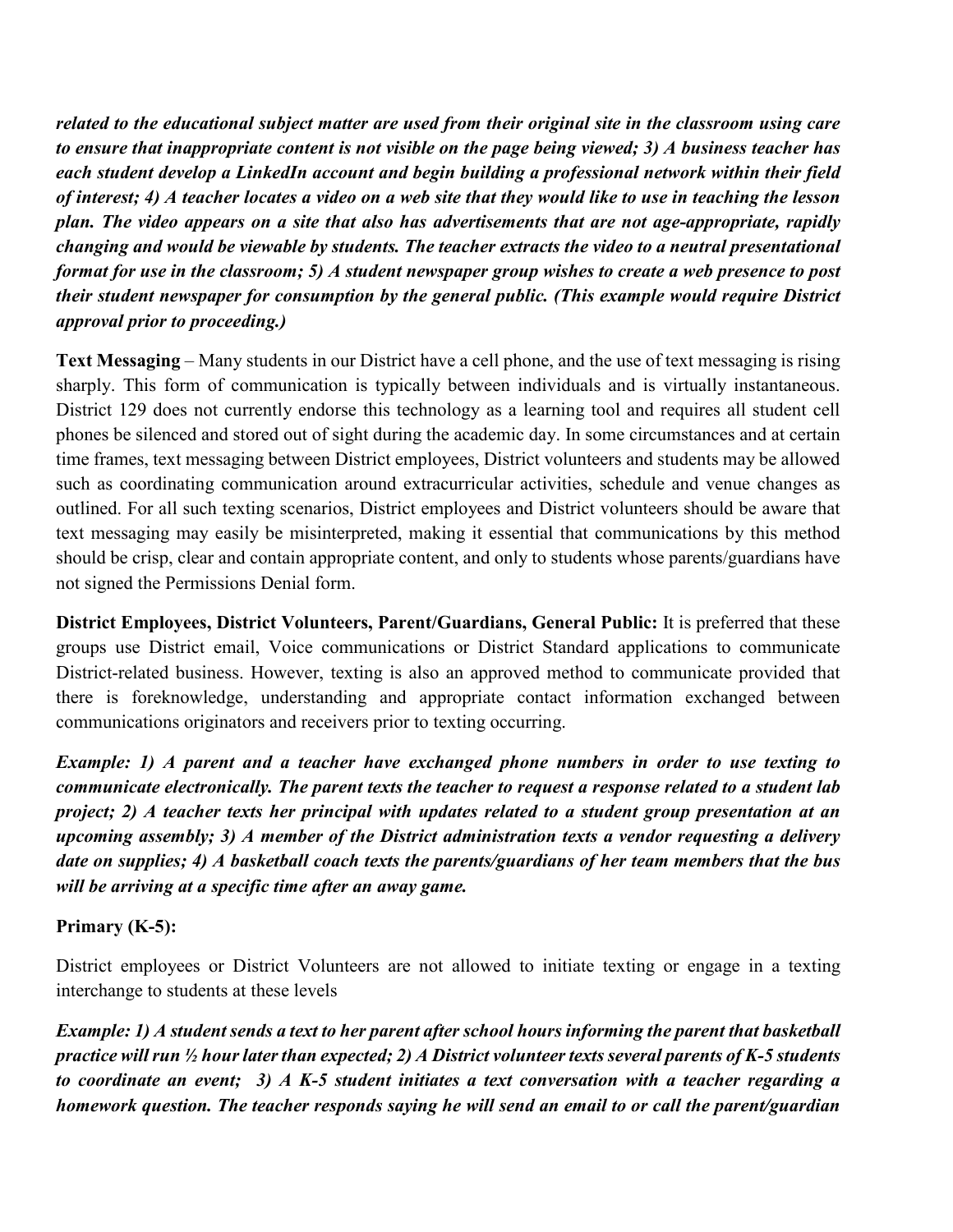***related to the educational subject matter are used from their original site in the classroom using care to ensure that inappropriate content is not visible on the page being viewed; 3) A business teacher has each student develop a LinkedIn account and begin building a professional network within their field of interest; 4) A teacher locates a video on a web site that they would like to use in teaching the lesson plan. The video appears on a site that also has advertisements that are not age-appropriate, rapidly changing and would be viewable by students. The teacher extracts the video to a neutral presentational format for use in the classroom; 5) A student newspaper group wishes to create a web presence to post their student newspaper for consumption by the general public. (This example would require District approval prior to proceeding.)***

**Text Messaging** – Many students in our District have a cell phone, and the use of text messaging is rising sharply. This form of communication is typically between individuals and is virtually instantaneous. District 129 does not currently endorse this technology as a learning tool and requires all student cell phones be silenced and stored out of sight during the academic day. In some circumstances and at certain time frames, text messaging between District employees, District volunteers and students may be allowed such as coordinating communication around extracurricular activities, schedule and venue changes as outlined. For all such texting scenarios, District employees and District volunteers should be aware that text messaging may easily be misinterpreted, making it essential that communications by this method should be crisp, clear and contain appropriate content, and only to students whose parents/guardians have not signed the Permissions Denial form.

**District Employees, District Volunteers, Parent/Guardians, General Public:** It is preferred that these groups use District email, Voice communications or District Standard applications to communicate District-related business. However, texting is also an approved method to communicate provided that there is foreknowledge, understanding and appropriate contact information exchanged between communications originators and receivers prior to texting occurring.

***Example: 1) A parent and a teacher have exchanged phone numbers in order to use texting to communicate electronically. The parent texts the teacher to request a response related to a student lab project; 2) A teacher texts her principal with updates related to a student group presentation at an upcoming assembly; 3) A member of the District administration texts a vendor requesting a delivery date on supplies; 4) A basketball coach texts the parents/guardians of her team members that the bus will be arriving at a specific time after an away game.***

**Primary (K-5):**

District employees or District Volunteers are not allowed to initiate texting or engage in a texting interchange to students at these levels

***Example: 1) A student sends a text to her parent after school hours informing the parent that basketball practice will run ½ hour later than expected; 2) A District volunteer texts several parents of K-5 students to coordinate an event; 3) A K-5 student initiates a text conversation with a teacher regarding a homework question. The teacher responds saying he will send an email to or call the parent/guardian***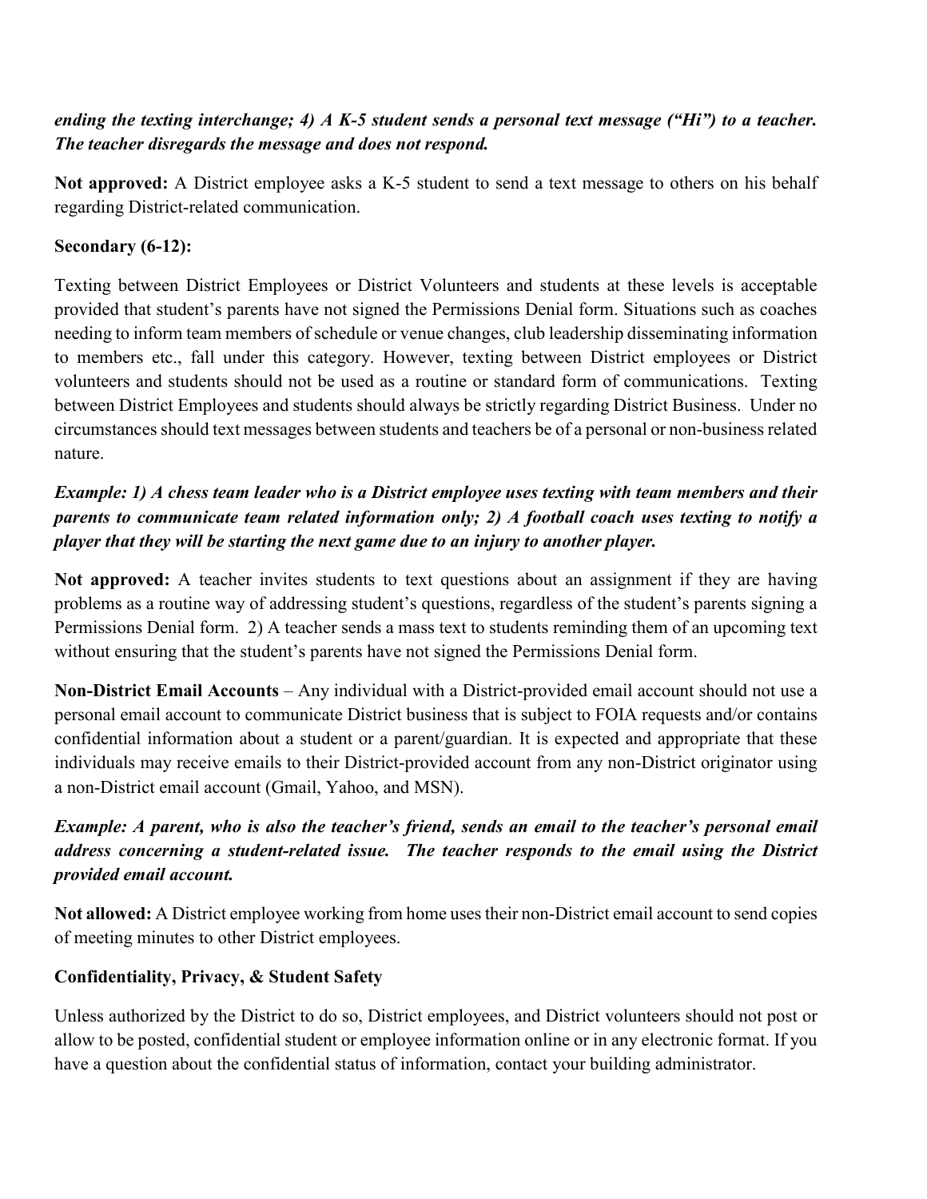***ending the texting interchange; 4) A K-5 student sends a personal text message ("Hi") to a teacher. The teacher disregards the message and does not respond.***

**Not approved:** A District employee asks a K-5 student to send a text message to others on his behalf regarding District-related communication.

**Secondary (6-12):**

Texting between District Employees or District Volunteers and students at these levels is acceptable provided that student's parents have not signed the Permissions Denial form. Situations such as coaches needing to inform team members of schedule or venue changes, club leadership disseminating information to members etc., fall under this category. However, texting between District employees or District volunteers and students should not be used as a routine or standard form of communications. Texting between District Employees and students should always be strictly regarding District Business. Under no circumstances should text messages between students and teachers be of a personal or non-business related nature.

***Example: 1) A chess team leader who is a District employee uses texting with team members and their parents to communicate team related information only; 2) A football coach uses texting to notify a player that they will be starting the next game due to an injury to another player.***

**Not approved:** A teacher invites students to text questions about an assignment if they are having problems as a routine way of addressing student's questions, regardless of the student's parents signing a Permissions Denial form. 2) A teacher sends a mass text to students reminding them of an upcoming text without ensuring that the student's parents have not signed the Permissions Denial form.

**Non-District Email Accounts** – Any individual with a District-provided email account should not use a personal email account to communicate District business that is subject to FOIA requests and/or contains confidential information about a student or a parent/guardian. It is expected and appropriate that these individuals may receive emails to their District-provided account from any non-District originator using a non-District email account (Gmail, Yahoo, and MSN).

***Example: A parent, who is also the teacher's friend, sends an email to the teacher's personal email address concerning a student-related issue. The teacher responds to the email using the District provided email account.***

**Not allowed:** A District employee working from home uses their non-District email account to send copies of meeting minutes to other District employees.

**Confidentiality, Privacy, & Student Safety**

Unless authorized by the District to do so, District employees, and District volunteers should not post or allow to be posted, confidential student or employee information online or in any electronic format. If you have a question about the confidential status of information, contact your building administrator.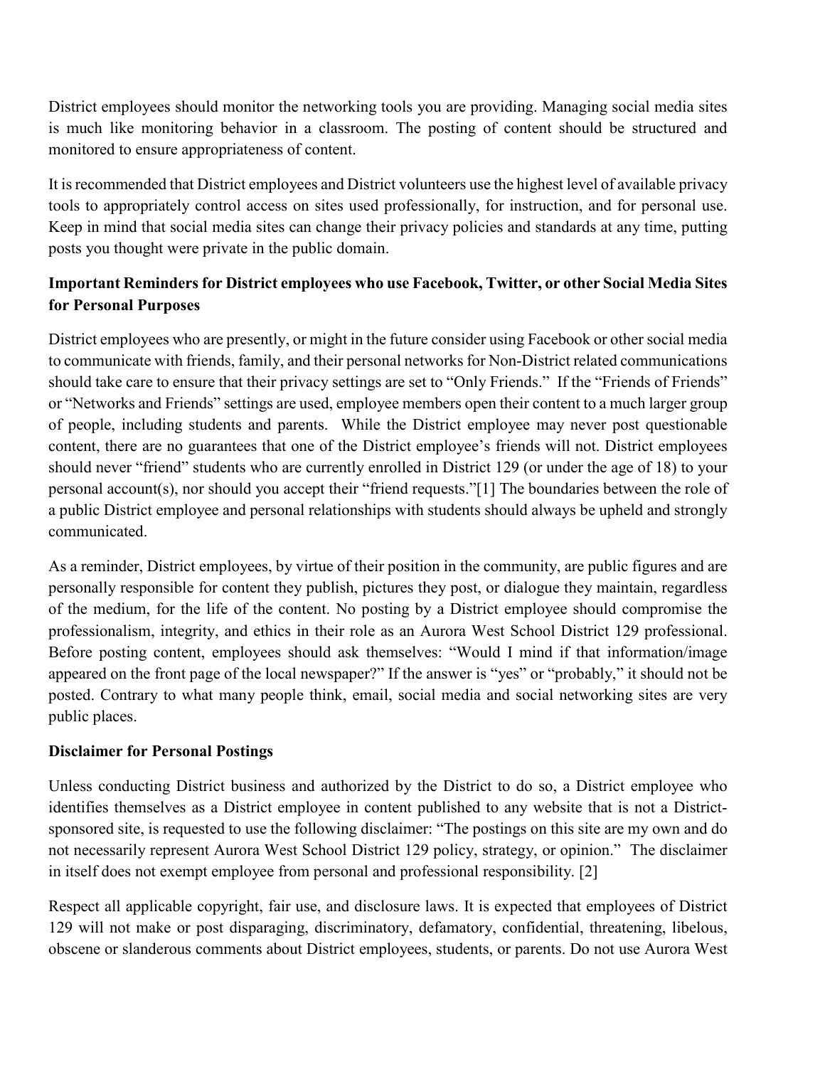District employees should monitor the networking tools you are providing. Managing social media sites is much like monitoring behavior in a classroom. The posting of content should be structured and monitored to ensure appropriateness of content.

It is recommended that District employees and District volunteers use the highest level of available privacy tools to appropriately control access on sites used professionally, for instruction, and for personal use. Keep in mind that social media sites can change their privacy policies and standards at any time, putting posts you thought were private in the public domain.

**Important Reminders for District employees who use Facebook, Twitter, or other Social Media Sites for Personal Purposes**

District employees who are presently, or might in the future consider using Facebook or other social media to communicate with friends, family, and their personal networks for Non-District related communications should take care to ensure that their privacy settings are set to "Only Friends." If the "Friends of Friends" or "Networks and Friends" settings are used, employee members open their content to a much larger group of people, including students and parents. While the District employee may never post questionable content, there are no guarantees that one of the District employee's friends will not. District employees should never "friend" students who are currently enrolled in District 129 (or under the age of 18) to your personal account(s), nor should you accept their "friend requests."[1] The boundaries between the role of a public District employee and personal relationships with students should always be upheld and strongly communicated.

As a reminder, District employees, by virtue of their position in the community, are public figures and are personally responsible for content they publish, pictures they post, or dialogue they maintain, regardless of the medium, for the life of the content. No posting by a District employee should compromise the professionalism, integrity, and ethics in their role as an Aurora West School District 129 professional. Before posting content, employees should ask themselves: "Would I mind if that information/image appeared on the front page of the local newspaper?" If the answer is "yes" or "probably," it should not be posted. Contrary to what many people think, email, social media and social networking sites are very public places.

**Disclaimer for Personal Postings**

Unless conducting District business and authorized by the District to do so, a District employee who identifies themselves as a District employee in content published to any website that is not a District-sponsored site, is requested to use the following disclaimer: "The postings on this site are my own and do not necessarily represent Aurora West School District 129 policy, strategy, or opinion." The disclaimer in itself does not exempt employee from personal and professional responsibility. [2]

Respect all applicable copyright, fair use, and disclosure laws. It is expected that employees of District 129 will not make or post disparaging, discriminatory, defamatory, confidential, threatening, libelous, obscene or slanderous comments about District employees, students, or parents. Do not use Aurora West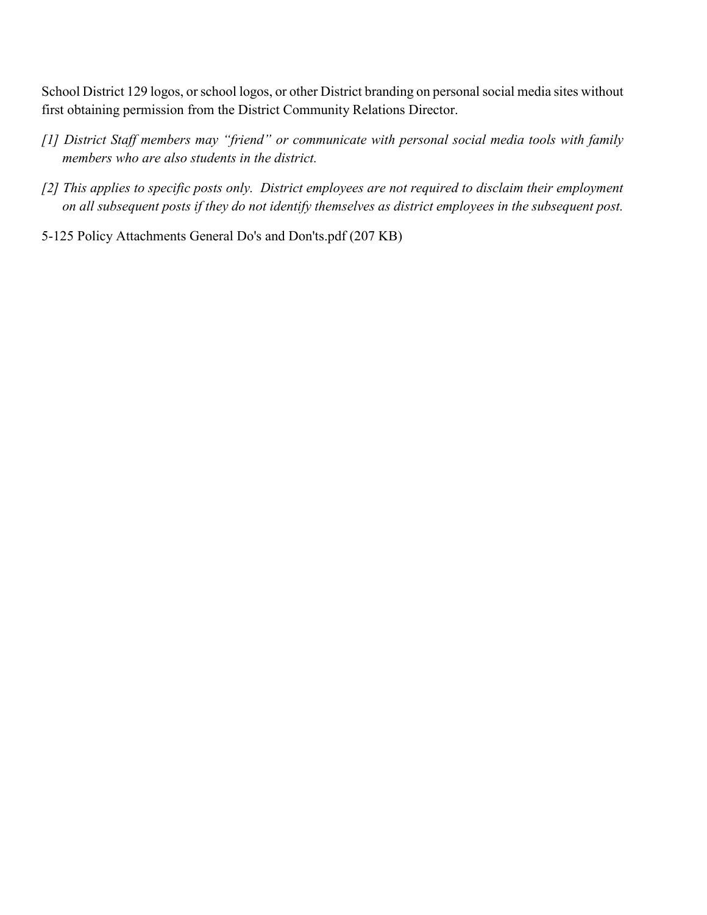School District 129 logos, or school logos, or other District branding on personal social media sites without first obtaining permission from the District Community Relations Director.

*[1] District Staff members may "friend" or communicate with personal social media tools with family members who are also students in the district.*

*[2] This applies to specific posts only. District employees are not required to disclaim their employment on all subsequent posts if they do not identify themselves as district employees in the subsequent post.*

5-125 Policy Attachments General Do's and Don'ts.pdf (207 KB)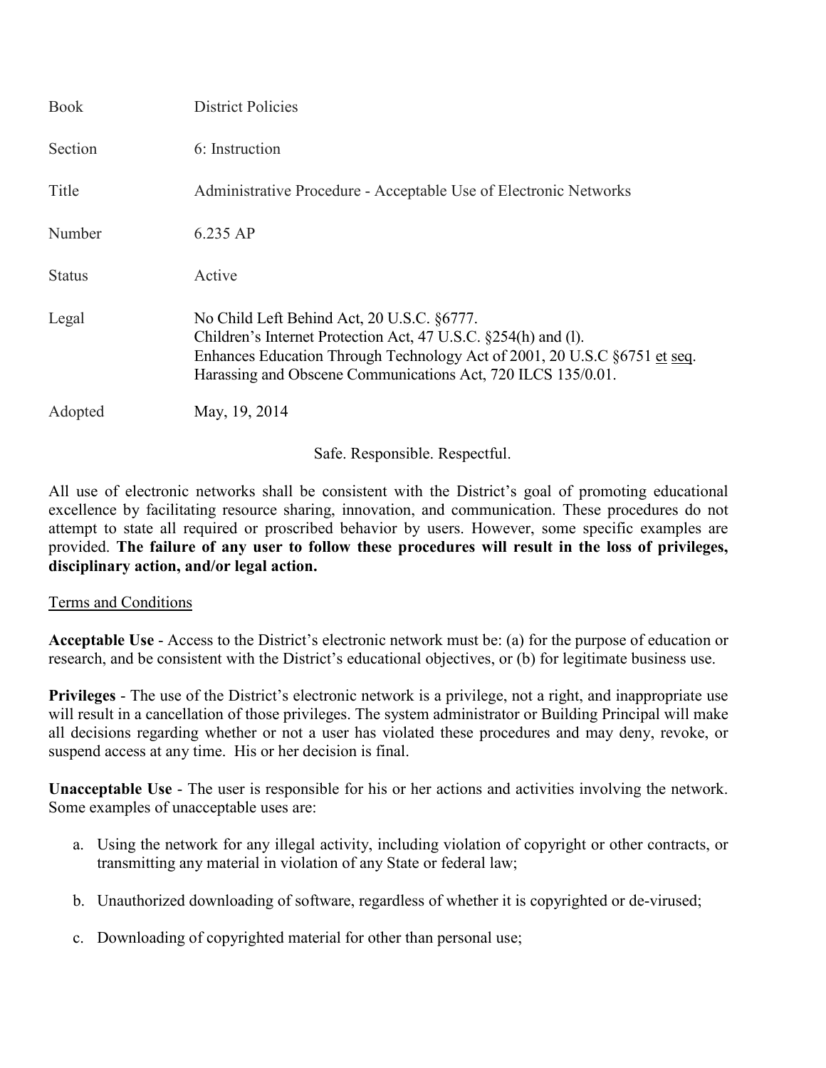| Book | District Policies |
| --- | --- |
| Section | 6: Instruction |
| Title | Administrative Procedure - Acceptable Use of Electronic Networks |
| Number | 6.235 AP |
| Status | Active |
| Legal | No Child Left Behind Act, 20 U.S.C. §6777.<br>Children's Internet Protection Act, 47 U.S.C. §254(h) and (l).<br>Enhances Education Through Technology Act of 2001, 20 U.S.C §6751 <u>et seq</u>.<br>Harassing and Obscene Communications Act, 720 ILCS 135/0.01. |
| Adopted | May, 19, 2014 |

Safe. Responsible. Respectful.

All use of electronic networks shall be consistent with the District's goal of promoting educational excellence by facilitating resource sharing, innovation, and communication. These procedures do not attempt to state all required or proscribed behavior by users. However, some specific examples are provided. **The failure of any user to follow these procedures will result in the loss of privileges, disciplinary action, and/or legal action.**

<u>Terms and Conditions</u>

**Acceptable Use** - Access to the District's electronic network must be: (a) for the purpose of education or research, and be consistent with the District's educational objectives, or (b) for legitimate business use.

**Privileges** - The use of the District's electronic network is a privilege, not a right, and inappropriate use will result in a cancellation of those privileges. The system administrator or Building Principal will make all decisions regarding whether or not a user has violated these procedures and may deny, revoke, or suspend access at any time. His or her decision is final.

**Unacceptable Use** - The user is responsible for his or her actions and activities involving the network. Some examples of unacceptable uses are:

a. Using the network for any illegal activity, including violation of copyright or other contracts, or transmitting any material in violation of any State or federal law;

b. Unauthorized downloading of software, regardless of whether it is copyrighted or de-virused;

c. Downloading of copyrighted material for other than personal use;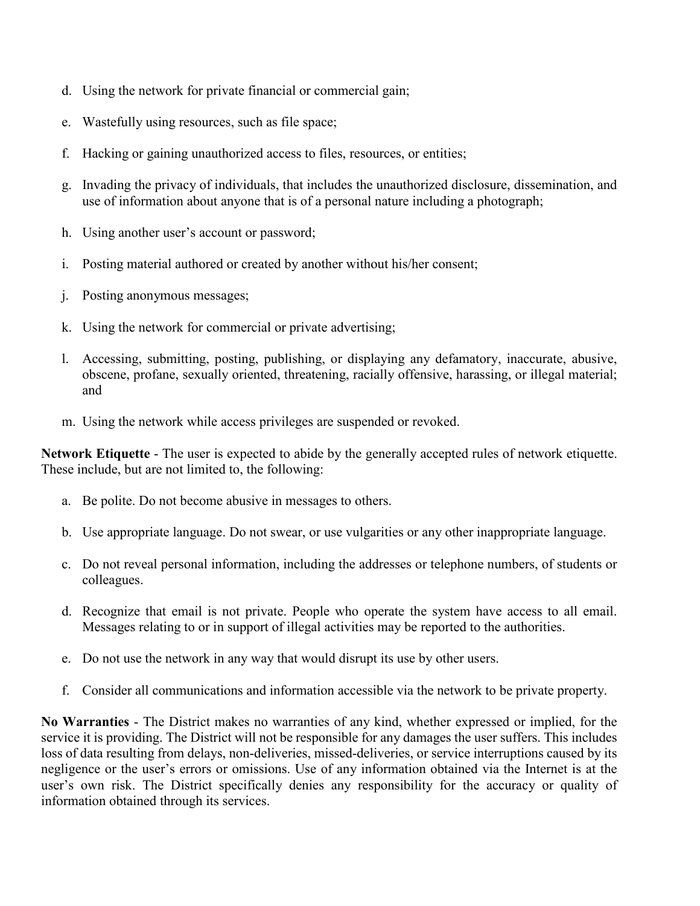d. Using the network for private financial or commercial gain;

e. Wastefully using resources, such as file space;

f. Hacking or gaining unauthorized access to files, resources, or entities;

g. Invading the privacy of individuals, that includes the unauthorized disclosure, dissemination, and use of information about anyone that is of a personal nature including a photograph;

h. Using another user's account or password;

i. Posting material authored or created by another without his/her consent;

j. Posting anonymous messages;

k. Using the network for commercial or private advertising;

l. Accessing, submitting, posting, publishing, or displaying any defamatory, inaccurate, abusive, obscene, profane, sexually oriented, threatening, racially offensive, harassing, or illegal material; and

m. Using the network while access privileges are suspended or revoked.

**Network Etiquette** - The user is expected to abide by the generally accepted rules of network etiquette. These include, but are not limited to, the following:

a. Be polite. Do not become abusive in messages to others.

b. Use appropriate language. Do not swear, or use vulgarities or any other inappropriate language.

c. Do not reveal personal information, including the addresses or telephone numbers, of students or colleagues.

d. Recognize that email is not private. People who operate the system have access to all email. Messages relating to or in support of illegal activities may be reported to the authorities.

e. Do not use the network in any way that would disrupt its use by other users.

f. Consider all communications and information accessible via the network to be private property.

**No Warranties** - The District makes no warranties of any kind, whether expressed or implied, for the service it is providing. The District will not be responsible for any damages the user suffers. This includes loss of data resulting from delays, non-deliveries, missed-deliveries, or service interruptions caused by its negligence or the user's errors or omissions. Use of any information obtained via the Internet is at the user's own risk. The District specifically denies any responsibility for the accuracy or quality of information obtained through its services.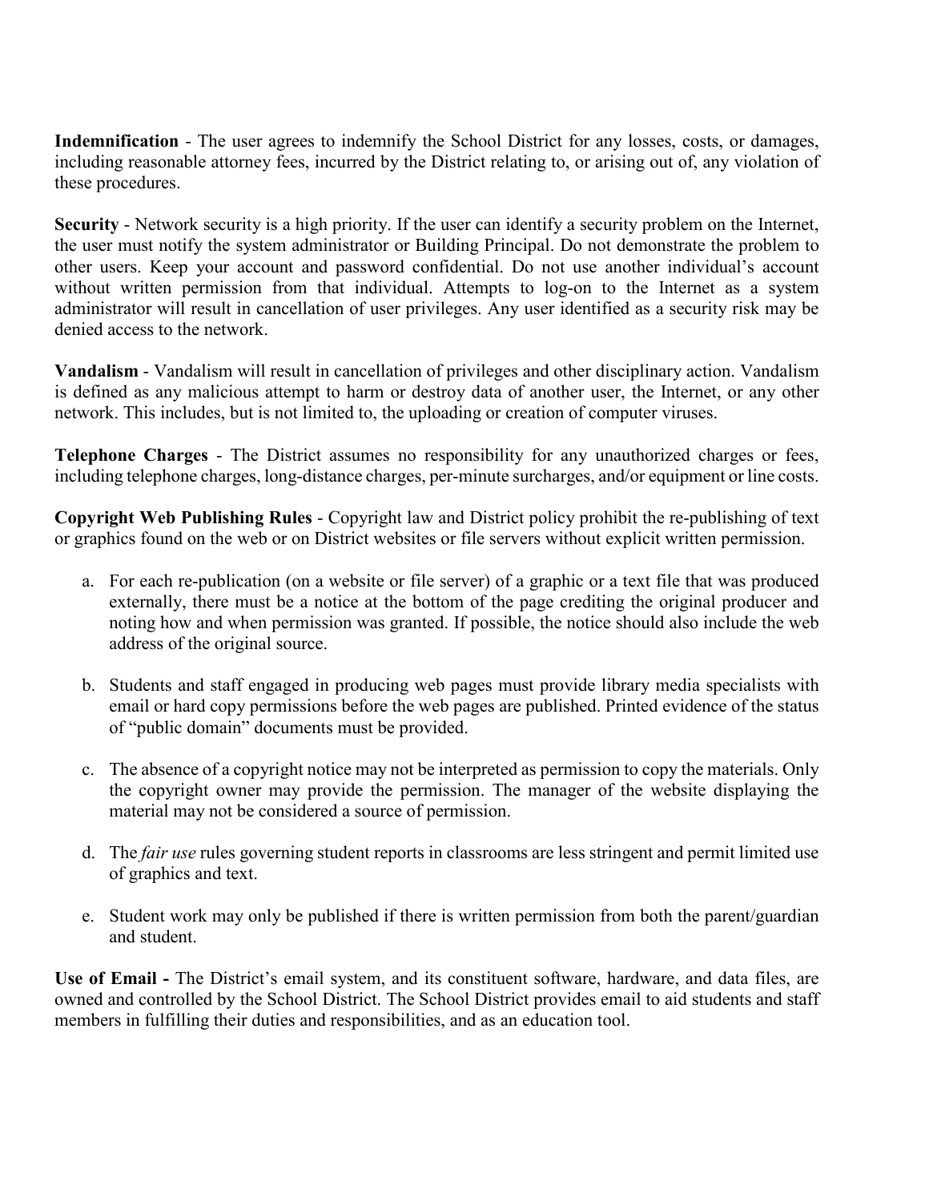**Indemnification** - The user agrees to indemnify the School District for any losses, costs, or damages, including reasonable attorney fees, incurred by the District relating to, or arising out of, any violation of these procedures.

**Security** - Network security is a high priority. If the user can identify a security problem on the Internet, the user must notify the system administrator or Building Principal. Do not demonstrate the problem to other users. Keep your account and password confidential. Do not use another individual's account without written permission from that individual. Attempts to log-on to the Internet as a system administrator will result in cancellation of user privileges. Any user identified as a security risk may be denied access to the network.

**Vandalism** - Vandalism will result in cancellation of privileges and other disciplinary action. Vandalism is defined as any malicious attempt to harm or destroy data of another user, the Internet, or any other network. This includes, but is not limited to, the uploading or creation of computer viruses.

**Telephone Charges** - The District assumes no responsibility for any unauthorized charges or fees, including telephone charges, long-distance charges, per-minute surcharges, and/or equipment or line costs.

**Copyright Web Publishing Rules** - Copyright law and District policy prohibit the re-publishing of text or graphics found on the web or on District websites or file servers without explicit written permission.

a. For each re-publication (on a website or file server) of a graphic or a text file that was produced externally, there must be a notice at the bottom of the page crediting the original producer and noting how and when permission was granted. If possible, the notice should also include the web address of the original source.

b. Students and staff engaged in producing web pages must provide library media specialists with email or hard copy permissions before the web pages are published. Printed evidence of the status of "public domain" documents must be provided.

c. The absence of a copyright notice may not be interpreted as permission to copy the materials. Only the copyright owner may provide the permission. The manager of the website displaying the material may not be considered a source of permission.

d. The *fair use* rules governing student reports in classrooms are less stringent and permit limited use of graphics and text.

e. Student work may only be published if there is written permission from both the parent/guardian and student.

**Use of Email -** The District's email system, and its constituent software, hardware, and data files, are owned and controlled by the School District. The School District provides email to aid students and staff members in fulfilling their duties and responsibilities, and as an education tool.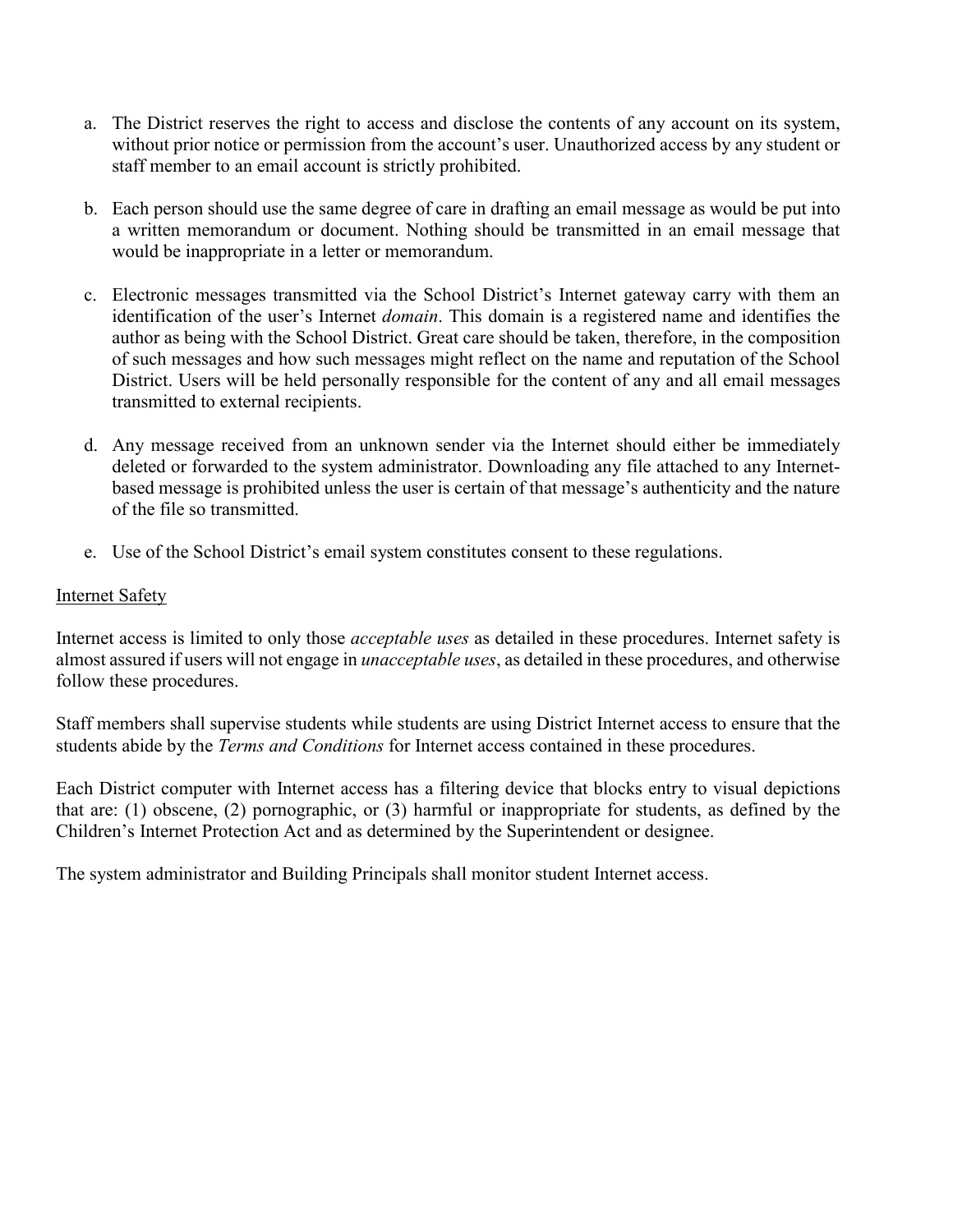a. The District reserves the right to access and disclose the contents of any account on its system, without prior notice or permission from the account's user. Unauthorized access by any student or staff member to an email account is strictly prohibited.

b. Each person should use the same degree of care in drafting an email message as would be put into a written memorandum or document. Nothing should be transmitted in an email message that would be inappropriate in a letter or memorandum.

c. Electronic messages transmitted via the School District's Internet gateway carry with them an identification of the user's Internet *domain*. This domain is a registered name and identifies the author as being with the School District. Great care should be taken, therefore, in the composition of such messages and how such messages might reflect on the name and reputation of the School District. Users will be held personally responsible for the content of any and all email messages transmitted to external recipients.

d. Any message received from an unknown sender via the Internet should either be immediately deleted or forwarded to the system administrator. Downloading any file attached to any Internet-based message is prohibited unless the user is certain of that message's authenticity and the nature of the file so transmitted.

e. Use of the School District's email system constitutes consent to these regulations.

<u>Internet Safety</u>

Internet access is limited to only those *acceptable uses* as detailed in these procedures. Internet safety is almost assured if users will not engage in *unacceptable uses*, as detailed in these procedures, and otherwise follow these procedures.

Staff members shall supervise students while students are using District Internet access to ensure that the students abide by the *Terms and Conditions* for Internet access contained in these procedures.

Each District computer with Internet access has a filtering device that blocks entry to visual depictions that are: (1) obscene, (2) pornographic, or (3) harmful or inappropriate for students, as defined by the Children's Internet Protection Act and as determined by the Superintendent or designee.

The system administrator and Building Principals shall monitor student Internet access.